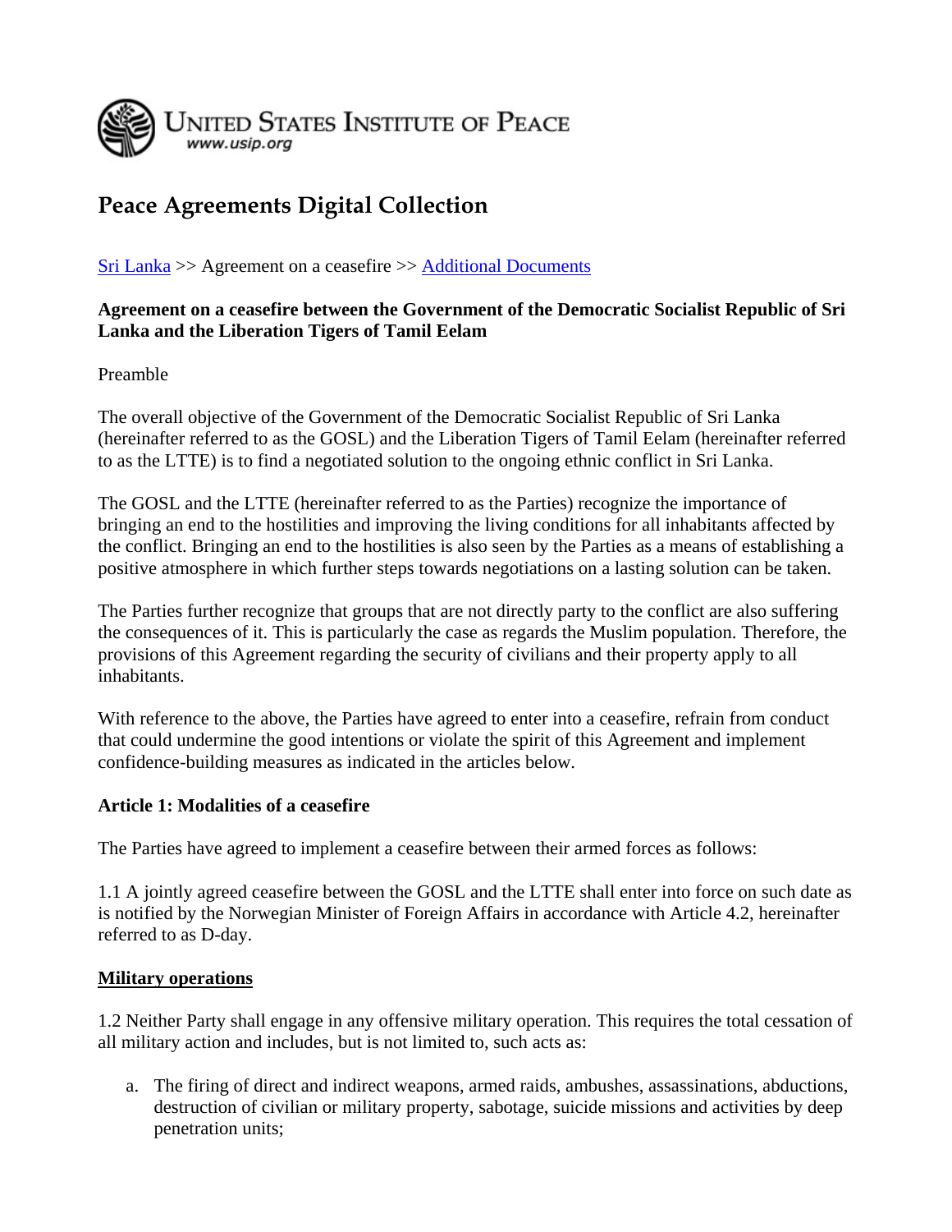United States Institute of Peace
www.usip.org

# Peace Agreements Digital Collection

Sri Lanka >> Agreement on a ceasefire >> Additional Documents

**Agreement on a ceasefire between the Government of the Democratic Socialist Republic of Sri Lanka and the Liberation Tigers of Tamil Eelam**

Preamble

The overall objective of the Government of the Democratic Socialist Republic of Sri Lanka (hereinafter referred to as the GOSL) and the Liberation Tigers of Tamil Eelam (hereinafter referred to as the LTTE) is to find a negotiated solution to the ongoing ethnic conflict in Sri Lanka.

The GOSL and the LTTE (hereinafter referred to as the Parties) recognize the importance of bringing an end to the hostilities and improving the living conditions for all inhabitants affected by the conflict. Bringing an end to the hostilities is also seen by the Parties as a means of establishing a positive atmosphere in which further steps towards negotiations on a lasting solution can be taken.

The Parties further recognize that groups that are not directly party to the conflict are also suffering the consequences of it. This is particularly the case as regards the Muslim population. Therefore, the provisions of this Agreement regarding the security of civilians and their property apply to all inhabitants.

With reference to the above, the Parties have agreed to enter into a ceasefire, refrain from conduct that could undermine the good intentions or violate the spirit of this Agreement and implement confidence-building measures as indicated in the articles below.

**Article 1: Modalities of a ceasefire**

The Parties have agreed to implement a ceasefire between their armed forces as follows:

1.1 A jointly agreed ceasefire between the GOSL and the LTTE shall enter into force on such date as is notified by the Norwegian Minister of Foreign Affairs in accordance with Article 4.2, hereinafter referred to as D-day.

**Military operations**

1.2 Neither Party shall engage in any offensive military operation. This requires the total cessation of all military action and includes, but is not limited to, such acts as:

a. The firing of direct and indirect weapons, armed raids, ambushes, assassinations, abductions, destruction of civilian or military property, sabotage, suicide missions and activities by deep penetration units;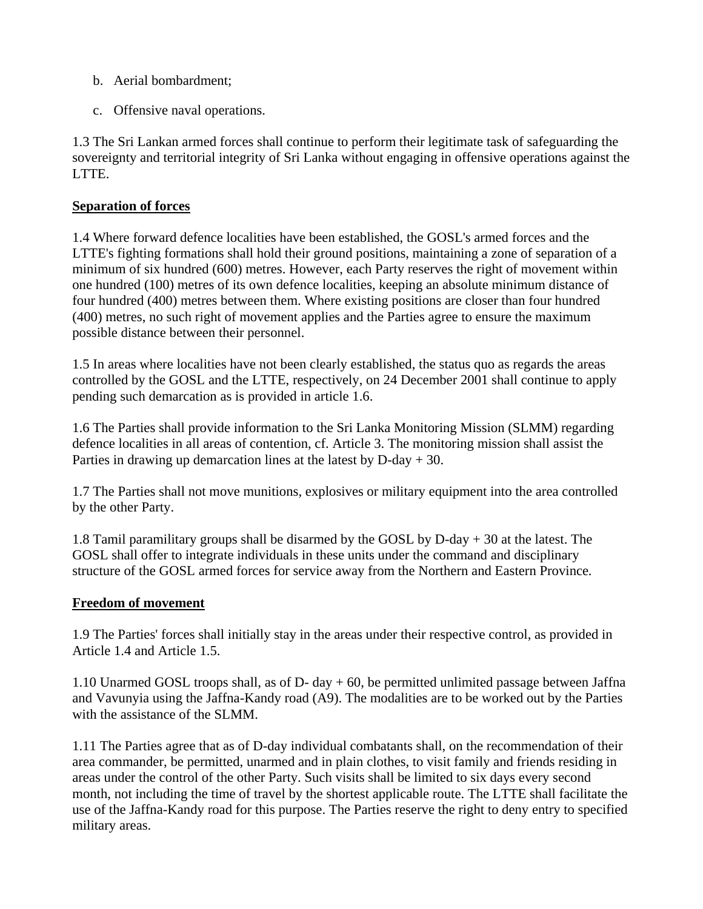b. Aerial bombardment;

c. Offensive naval operations.

1.3 The Sri Lankan armed forces shall continue to perform their legitimate task of safeguarding the sovereignty and territorial integrity of Sri Lanka without engaging in offensive operations against the LTTE.

**Separation of forces**

1.4 Where forward defence localities have been established, the GOSL's armed forces and the LTTE's fighting formations shall hold their ground positions, maintaining a zone of separation of a minimum of six hundred (600) metres. However, each Party reserves the right of movement within one hundred (100) metres of its own defence localities, keeping an absolute minimum distance of four hundred (400) metres between them. Where existing positions are closer than four hundred (400) metres, no such right of movement applies and the Parties agree to ensure the maximum possible distance between their personnel.

1.5 In areas where localities have not been clearly established, the status quo as regards the areas controlled by the GOSL and the LTTE, respectively, on 24 December 2001 shall continue to apply pending such demarcation as is provided in article 1.6.

1.6 The Parties shall provide information to the Sri Lanka Monitoring Mission (SLMM) regarding defence localities in all areas of contention, cf. Article 3. The monitoring mission shall assist the Parties in drawing up demarcation lines at the latest by D-day + 30.

1.7 The Parties shall not move munitions, explosives or military equipment into the area controlled by the other Party.

1.8 Tamil paramilitary groups shall be disarmed by the GOSL by D-day + 30 at the latest. The GOSL shall offer to integrate individuals in these units under the command and disciplinary structure of the GOSL armed forces for service away from the Northern and Eastern Province.

**Freedom of movement**

1.9 The Parties' forces shall initially stay in the areas under their respective control, as provided in Article 1.4 and Article 1.5.

1.10 Unarmed GOSL troops shall, as of D- day + 60, be permitted unlimited passage between Jaffna and Vavunyia using the Jaffna-Kandy road (A9). The modalities are to be worked out by the Parties with the assistance of the SLMM.

1.11 The Parties agree that as of D-day individual combatants shall, on the recommendation of their area commander, be permitted, unarmed and in plain clothes, to visit family and friends residing in areas under the control of the other Party. Such visits shall be limited to six days every second month, not including the time of travel by the shortest applicable route. The LTTE shall facilitate the use of the Jaffna-Kandy road for this purpose. The Parties reserve the right to deny entry to specified military areas.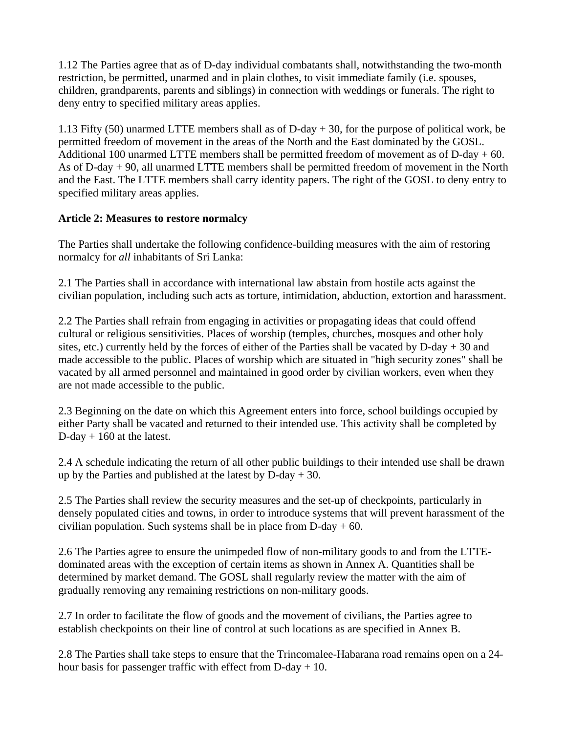1.12 The Parties agree that as of D-day individual combatants shall, notwithstanding the two-month restriction, be permitted, unarmed and in plain clothes, to visit immediate family (i.e. spouses, children, grandparents, parents and siblings) in connection with weddings or funerals. The right to deny entry to specified military areas applies.

1.13 Fifty (50) unarmed LTTE members shall as of D-day + 30, for the purpose of political work, be permitted freedom of movement in the areas of the North and the East dominated by the GOSL. Additional 100 unarmed LTTE members shall be permitted freedom of movement as of D-day + 60. As of D-day + 90, all unarmed LTTE members shall be permitted freedom of movement in the North and the East. The LTTE members shall carry identity papers. The right of the GOSL to deny entry to specified military areas applies.

**Article 2: Measures to restore normalcy**

The Parties shall undertake the following confidence-building measures with the aim of restoring normalcy for *all* inhabitants of Sri Lanka:

2.1 The Parties shall in accordance with international law abstain from hostile acts against the civilian population, including such acts as torture, intimidation, abduction, extortion and harassment.

2.2 The Parties shall refrain from engaging in activities or propagating ideas that could offend cultural or religious sensitivities. Places of worship (temples, churches, mosques and other holy sites, etc.) currently held by the forces of either of the Parties shall be vacated by D-day + 30 and made accessible to the public. Places of worship which are situated in "high security zones" shall be vacated by all armed personnel and maintained in good order by civilian workers, even when they are not made accessible to the public.

2.3 Beginning on the date on which this Agreement enters into force, school buildings occupied by either Party shall be vacated and returned to their intended use. This activity shall be completed by D-day + 160 at the latest.

2.4 A schedule indicating the return of all other public buildings to their intended use shall be drawn up by the Parties and published at the latest by D-day + 30.

2.5 The Parties shall review the security measures and the set-up of checkpoints, particularly in densely populated cities and towns, in order to introduce systems that will prevent harassment of the civilian population. Such systems shall be in place from D-day + 60.

2.6 The Parties agree to ensure the unimpeded flow of non-military goods to and from the LTTE-dominated areas with the exception of certain items as shown in Annex A. Quantities shall be determined by market demand. The GOSL shall regularly review the matter with the aim of gradually removing any remaining restrictions on non-military goods.

2.7 In order to facilitate the flow of goods and the movement of civilians, the Parties agree to establish checkpoints on their line of control at such locations as are specified in Annex B.

2.8 The Parties shall take steps to ensure that the Trincomalee-Habarana road remains open on a 24-hour basis for passenger traffic with effect from D-day + 10.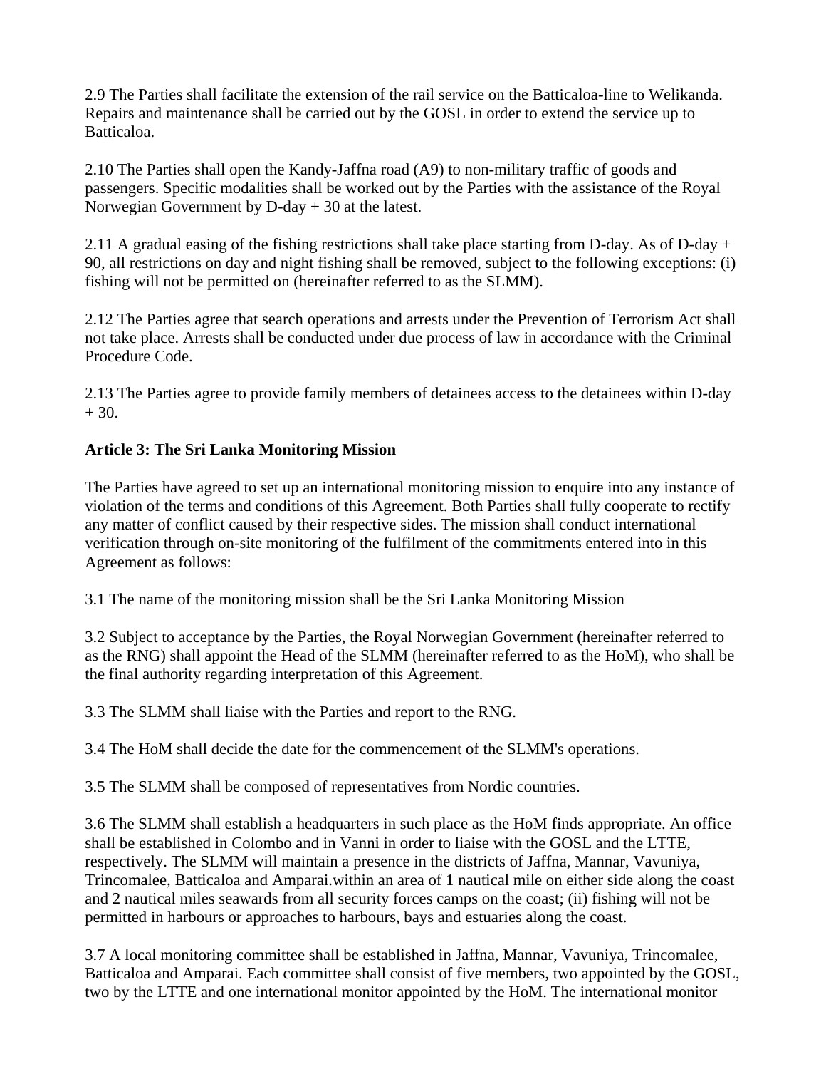2.9 The Parties shall facilitate the extension of the rail service on the Batticaloa-line to Welikanda. Repairs and maintenance shall be carried out by the GOSL in order to extend the service up to Batticaloa.

2.10 The Parties shall open the Kandy-Jaffna road (A9) to non-military traffic of goods and passengers. Specific modalities shall be worked out by the Parties with the assistance of the Royal Norwegian Government by D-day + 30 at the latest.

2.11 A gradual easing of the fishing restrictions shall take place starting from D-day. As of D-day + 90, all restrictions on day and night fishing shall be removed, subject to the following exceptions: (i) fishing will not be permitted on (hereinafter referred to as the SLMM).

2.12 The Parties agree that search operations and arrests under the Prevention of Terrorism Act shall not take place. Arrests shall be conducted under due process of law in accordance with the Criminal Procedure Code.

2.13 The Parties agree to provide family members of detainees access to the detainees within D-day + 30.

**Article 3: The Sri Lanka Monitoring Mission**

The Parties have agreed to set up an international monitoring mission to enquire into any instance of violation of the terms and conditions of this Agreement. Both Parties shall fully cooperate to rectify any matter of conflict caused by their respective sides. The mission shall conduct international verification through on-site monitoring of the fulfilment of the commitments entered into in this Agreement as follows:

3.1 The name of the monitoring mission shall be the Sri Lanka Monitoring Mission

3.2 Subject to acceptance by the Parties, the Royal Norwegian Government (hereinafter referred to as the RNG) shall appoint the Head of the SLMM (hereinafter referred to as the HoM), who shall be the final authority regarding interpretation of this Agreement.

3.3 The SLMM shall liaise with the Parties and report to the RNG.

3.4 The HoM shall decide the date for the commencement of the SLMM's operations.

3.5 The SLMM shall be composed of representatives from Nordic countries.

3.6 The SLMM shall establish a headquarters in such place as the HoM finds appropriate. An office shall be established in Colombo and in Vanni in order to liaise with the GOSL and the LTTE, respectively. The SLMM will maintain a presence in the districts of Jaffna, Mannar, Vavuniya, Trincomalee, Batticaloa and Amparai.within an area of 1 nautical mile on either side along the coast and 2 nautical miles seawards from all security forces camps on the coast; (ii) fishing will not be permitted in harbours or approaches to harbours, bays and estuaries along the coast.

3.7 A local monitoring committee shall be established in Jaffna, Mannar, Vavuniya, Trincomalee, Batticaloa and Amparai. Each committee shall consist of five members, two appointed by the GOSL, two by the LTTE and one international monitor appointed by the HoM. The international monitor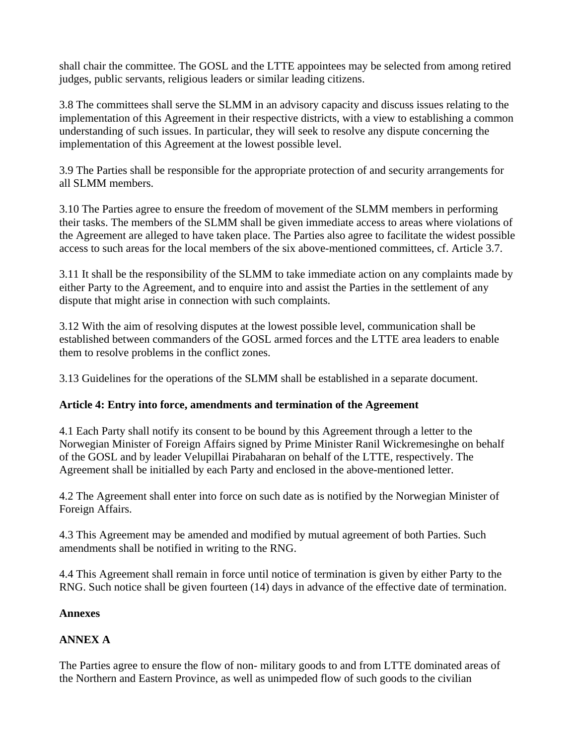shall chair the committee. The GOSL and the LTTE appointees may be selected from among retired judges, public servants, religious leaders or similar leading citizens.

3.8 The committees shall serve the SLMM in an advisory capacity and discuss issues relating to the implementation of this Agreement in their respective districts, with a view to establishing a common understanding of such issues. In particular, they will seek to resolve any dispute concerning the implementation of this Agreement at the lowest possible level.

3.9 The Parties shall be responsible for the appropriate protection of and security arrangements for all SLMM members.

3.10 The Parties agree to ensure the freedom of movement of the SLMM members in performing their tasks. The members of the SLMM shall be given immediate access to areas where violations of the Agreement are alleged to have taken place. The Parties also agree to facilitate the widest possible access to such areas for the local members of the six above-mentioned committees, cf. Article 3.7.

3.11 It shall be the responsibility of the SLMM to take immediate action on any complaints made by either Party to the Agreement, and to enquire into and assist the Parties in the settlement of any dispute that might arise in connection with such complaints.

3.12 With the aim of resolving disputes at the lowest possible level, communication shall be established between commanders of the GOSL armed forces and the LTTE area leaders to enable them to resolve problems in the conflict zones.

3.13 Guidelines for the operations of the SLMM shall be established in a separate document.

**Article 4: Entry into force, amendments and termination of the Agreement**

4.1 Each Party shall notify its consent to be bound by this Agreement through a letter to the Norwegian Minister of Foreign Affairs signed by Prime Minister Ranil Wickremesinghe on behalf of the GOSL and by leader Velupillai Pirabaharan on behalf of the LTTE, respectively. The Agreement shall be initialled by each Party and enclosed in the above-mentioned letter.

4.2 The Agreement shall enter into force on such date as is notified by the Norwegian Minister of Foreign Affairs.

4.3 This Agreement may be amended and modified by mutual agreement of both Parties. Such amendments shall be notified in writing to the RNG.

4.4 This Agreement shall remain in force until notice of termination is given by either Party to the RNG. Such notice shall be given fourteen (14) days in advance of the effective date of termination.

**Annexes**

**ANNEX A**

The Parties agree to ensure the flow of non- military goods to and from LTTE dominated areas of the Northern and Eastern Province, as well as unimpeded flow of such goods to the civilian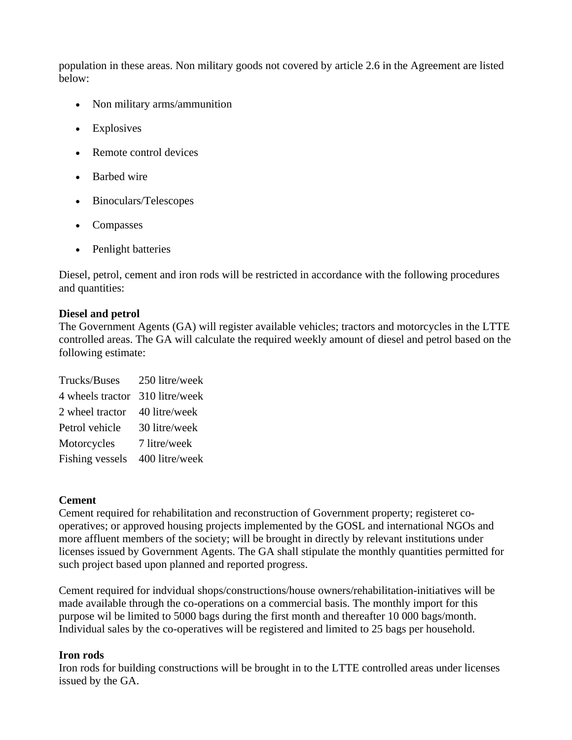population in these areas. Non military goods not covered by article 2.6 in the Agreement are listed below:

- Non military arms/ammunition
- Explosives
- Remote control devices
- Barbed wire
- Binoculars/Telescopes
- Compasses
- Penlight batteries

Diesel, petrol, cement and iron rods will be restricted in accordance with the following procedures and quantities:

**Diesel and petrol**
The Government Agents (GA) will register available vehicles; tractors and motorcycles in the LTTE controlled areas. The GA will calculate the required weekly amount of diesel and petrol based on the following estimate:

| | |
|---|---|
| Trucks/Buses | 250 litre/week |
| 4 wheels tractor | 310 litre/week |
| 2 wheel tractor | 40 litre/week |
| Petrol vehicle | 30 litre/week |
| Motorcycles | 7 litre/week |
| Fishing vessels | 400 litre/week |

**Cement**
Cement required for rehabilitation and reconstruction of Government property; registeret co-operatives; or approved housing projects implemented by the GOSL and international NGOs and more affluent members of the society; will be brought in directly by relevant institutions under licenses issued by Government Agents. The GA shall stipulate the monthly quantities permitted for such project based upon planned and reported progress.

Cement required for indvidual shops/constructions/house owners/rehabilitation-initiatives will be made available through the co-operations on a commercial basis. The monthly import for this purpose wil be limited to 5000 bags during the first month and thereafter 10 000 bags/month. Individual sales by the co-operatives will be registered and limited to 25 bags per household.

**Iron rods**
Iron rods for building constructions will be brought in to the LTTE controlled areas under licenses issued by the GA.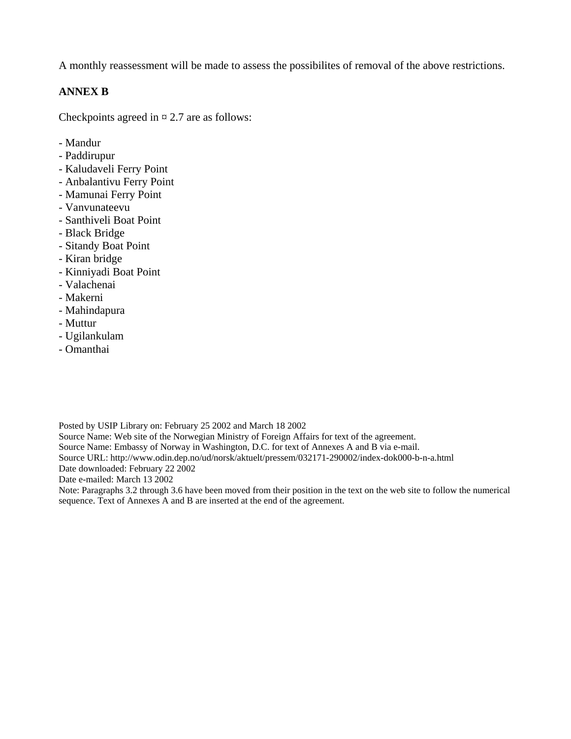A monthly reassessment will be made to assess the possibilites of removal of the above restrictions.

## ANNEX B

Checkpoints agreed in ¤ 2.7 are as follows:

- Mandur
- Paddirupur
- Kaludaveli Ferry Point
- Anbalantivu Ferry Point
- Mamunai Ferry Point
- Vanvunateevu
- Santhiveli Boat Point
- Black Bridge
- Sitandy Boat Point
- Kiran bridge
- Kinniyadi Boat Point
- Valachenai
- Makerni
- Mahindapura
- Muttur
- Ugilankulam
- Omanthai

Posted by USIP Library on: February 25 2002 and March 18 2002
Source Name: Web site of the Norwegian Ministry of Foreign Affairs for text of the agreement.
Source Name: Embassy of Norway in Washington, D.C. for text of Annexes A and B via e-mail.
Source URL: http://www.odin.dep.no/ud/norsk/aktuelt/pressem/032171-290002/index-dok000-b-n-a.html
Date downloaded: February 22 2002
Date e-mailed: March 13 2002
Note: Paragraphs 3.2 through 3.6 have been moved from their position in the text on the web site to follow the numerical sequence. Text of Annexes A and B are inserted at the end of the agreement.